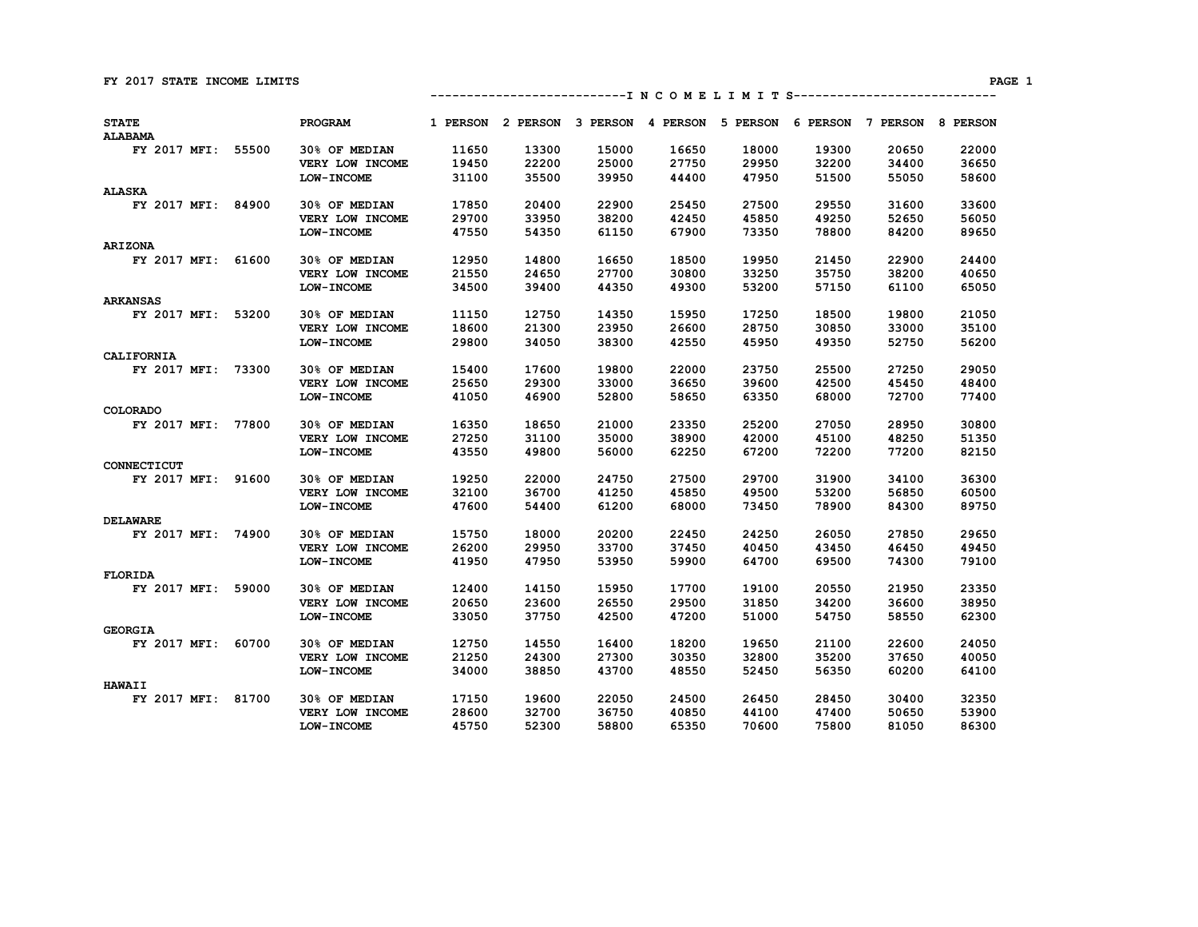# FY 2017 STATE INCOME LIMITS

| STATE | PROGRAM | 1 PERSON | 2 PERSON | 3 PERSON | 4 PERSON | 5 PERSON | 6 PERSON | 7 PERSON | 8 PERSON |
|---|---|---|---|---|---|---|---|---|---|
| | | INCOME LIMITS | | | | | | | |
| **ALABAMA** | | | | | | | | | |
| FY 2017 MFI: 55500 | 30% OF MEDIAN | 11650 | 13300 | 15000 | 16650 | 18000 | 19300 | 20650 | 22000 |
| | VERY LOW INCOME | 19450 | 22200 | 25000 | 27750 | 29950 | 32200 | 34400 | 36650 |
| | LOW-INCOME | 31100 | 35500 | 39950 | 44400 | 47950 | 51500 | 55050 | 58600 |
| **ALASKA** | | | | | | | | | |
| FY 2017 MFI: 84900 | 30% OF MEDIAN | 17850 | 20400 | 22900 | 25450 | 27500 | 29550 | 31600 | 33600 |
| | VERY LOW INCOME | 29700 | 33950 | 38200 | 42450 | 45850 | 49250 | 52650 | 56050 |
| | LOW-INCOME | 47550 | 54350 | 61150 | 67900 | 73350 | 78800 | 84200 | 89650 |
| **ARIZONA** | | | | | | | | | |
| FY 2017 MFI: 61600 | 30% OF MEDIAN | 12950 | 14800 | 16650 | 18500 | 19950 | 21450 | 22900 | 24400 |
| | VERY LOW INCOME | 21550 | 24650 | 27700 | 30800 | 33250 | 35750 | 38200 | 40650 |
| | LOW-INCOME | 34500 | 39400 | 44350 | 49300 | 53200 | 57150 | 61100 | 65050 |
| **ARKANSAS** | | | | | | | | | |
| FY 2017 MFI: 53200 | 30% OF MEDIAN | 11150 | 12750 | 14350 | 15950 | 17250 | 18500 | 19800 | 21050 |
| | VERY LOW INCOME | 18600 | 21300 | 23950 | 26600 | 28750 | 30850 | 33000 | 35100 |
| | LOW-INCOME | 29800 | 34050 | 38300 | 42550 | 45950 | 49350 | 52750 | 56200 |
| **CALIFORNIA** | | | | | | | | | |
| FY 2017 MFI: 73300 | 30% OF MEDIAN | 15400 | 17600 | 19800 | 22000 | 23750 | 25500 | 27250 | 29050 |
| | VERY LOW INCOME | 25650 | 29300 | 33000 | 36650 | 39600 | 42500 | 45450 | 48400 |
| | LOW-INCOME | 41050 | 46900 | 52800 | 58650 | 63350 | 68000 | 72700 | 77400 |
| **COLORADO** | | | | | | | | | |
| FY 2017 MFI: 77800 | 30% OF MEDIAN | 16350 | 18650 | 21000 | 23350 | 25200 | 27050 | 28950 | 30800 |
| | VERY LOW INCOME | 27250 | 31100 | 35000 | 38900 | 42000 | 45100 | 48250 | 51350 |
| | LOW-INCOME | 43550 | 49800 | 56000 | 62250 | 67200 | 72200 | 77200 | 82150 |
| **CONNECTICUT** | | | | | | | | | |
| FY 2017 MFI: 91600 | 30% OF MEDIAN | 19250 | 22000 | 24750 | 27500 | 29700 | 31900 | 34100 | 36300 |
| | VERY LOW INCOME | 32100 | 36700 | 41250 | 45850 | 49500 | 53200 | 56850 | 60500 |
| | LOW-INCOME | 47600 | 54400 | 61200 | 68000 | 73450 | 78900 | 84300 | 89750 |
| **DELAWARE** | | | | | | | | | |
| FY 2017 MFI: 74900 | 30% OF MEDIAN | 15750 | 18000 | 20200 | 22450 | 24250 | 26050 | 27850 | 29650 |
| | VERY LOW INCOME | 26200 | 29950 | 33700 | 37450 | 40450 | 43450 | 46450 | 49450 |
| | LOW-INCOME | 41950 | 47950 | 53950 | 59900 | 64700 | 69500 | 74300 | 79100 |
| **FLORIDA** | | | | | | | | | |
| FY 2017 MFI: 59000 | 30% OF MEDIAN | 12400 | 14150 | 15950 | 17700 | 19100 | 20550 | 21950 | 23350 |
| | VERY LOW INCOME | 20650 | 23600 | 26550 | 29500 | 31850 | 34200 | 36600 | 38950 |
| | LOW-INCOME | 33050 | 37750 | 42500 | 47200 | 51000 | 54750 | 58550 | 62300 |
| **GEORGIA** | | | | | | | | | |
| FY 2017 MFI: 60700 | 30% OF MEDIAN | 12750 | 14550 | 16400 | 18200 | 19650 | 21100 | 22600 | 24050 |
| | VERY LOW INCOME | 21250 | 24300 | 27300 | 30350 | 32800 | 35200 | 37650 | 40050 |
| | LOW-INCOME | 34000 | 38850 | 43700 | 48550 | 52450 | 56350 | 60200 | 64100 |
| **HAWAII** | | | | | | | | | |
| FY 2017 MFI: 81700 | 30% OF MEDIAN | 17150 | 19600 | 22050 | 24500 | 26450 | 28450 | 30400 | 32350 |
| | VERY LOW INCOME | 28600 | 32700 | 36750 | 40850 | 44100 | 47400 | 50650 | 53900 |
| | LOW-INCOME | 45750 | 52300 | 58800 | 65350 | 70600 | 75800 | 81050 | 86300 |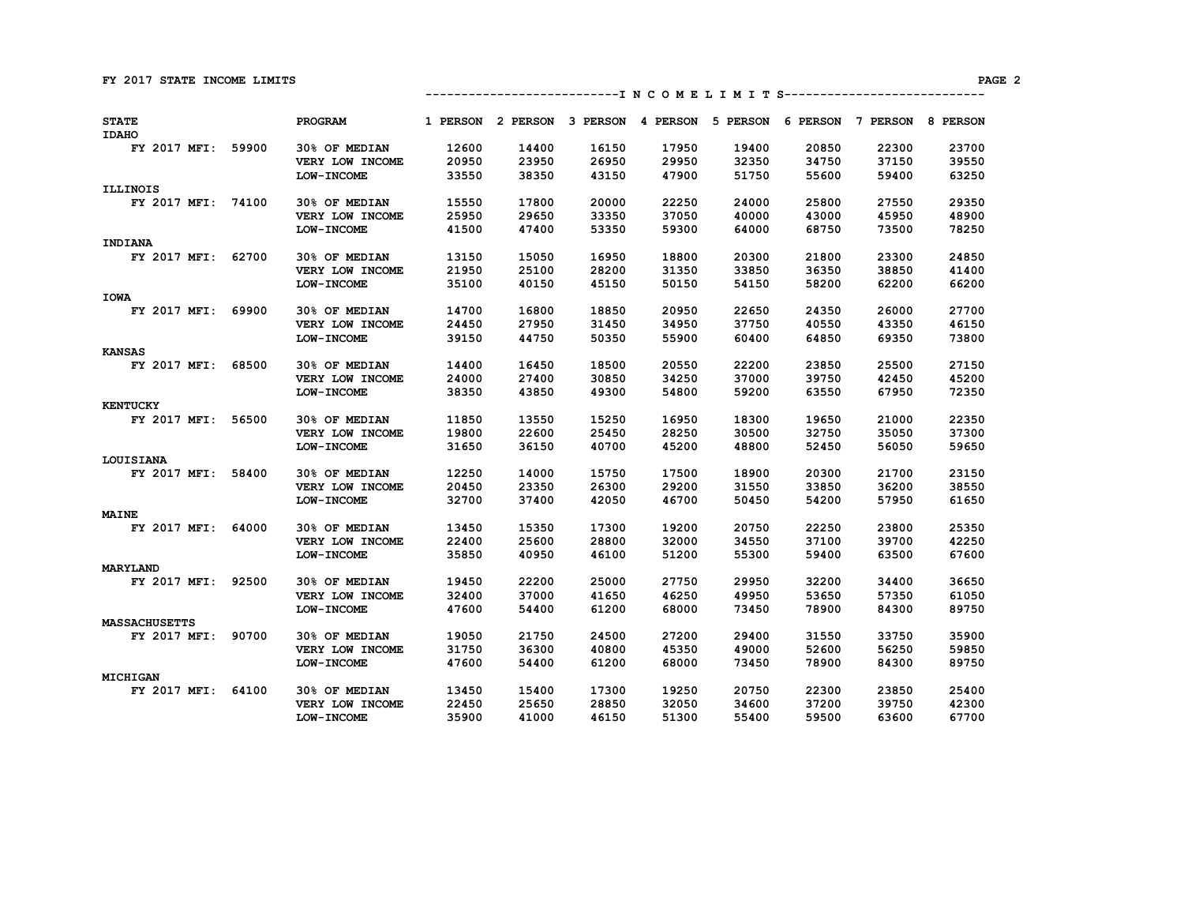FY 2017 STATE INCOME LIMITS

| STATE | PROGRAM | 1 PERSON | 2 PERSON | 3 PERSON | 4 PERSON | 5 PERSON | 6 PERSON | 7 PERSON | 8 PERSON |
|---|---|---|---|---|---|---|---|---|---|
| **IDAHO** | | | | | | | | | |
| FY 2017 MFI: 59900 | 30% OF MEDIAN | 12600 | 14400 | 16150 | 17950 | 19400 | 20850 | 22300 | 23700 |
| | VERY LOW INCOME | 20950 | 23950 | 26950 | 29950 | 32350 | 34750 | 37150 | 39550 |
| | LOW-INCOME | 33550 | 38350 | 43150 | 47900 | 51750 | 55600 | 59400 | 63250 |
| **ILLINOIS** | | | | | | | | | |
| FY 2017 MFI: 74100 | 30% OF MEDIAN | 15550 | 17800 | 20000 | 22250 | 24000 | 25800 | 27550 | 29350 |
| | VERY LOW INCOME | 25950 | 29650 | 33350 | 37050 | 40000 | 43000 | 45950 | 48900 |
| | LOW-INCOME | 41500 | 47400 | 53350 | 59300 | 64000 | 68750 | 73500 | 78250 |
| **INDIANA** | | | | | | | | | |
| FY 2017 MFI: 62700 | 30% OF MEDIAN | 13150 | 15050 | 16950 | 18800 | 20300 | 21800 | 23300 | 24850 |
| | VERY LOW INCOME | 21950 | 25100 | 28200 | 31350 | 33850 | 36350 | 38850 | 41400 |
| | LOW-INCOME | 35100 | 40150 | 45150 | 50150 | 54150 | 58200 | 62200 | 66200 |
| **IOWA** | | | | | | | | | |
| FY 2017 MFI: 69900 | 30% OF MEDIAN | 14700 | 16800 | 18850 | 20950 | 22650 | 24350 | 26000 | 27700 |
| | VERY LOW INCOME | 24450 | 27950 | 31450 | 34950 | 37750 | 40550 | 43350 | 46150 |
| | LOW-INCOME | 39150 | 44750 | 50350 | 55900 | 60400 | 64850 | 69350 | 73800 |
| **KANSAS** | | | | | | | | | |
| FY 2017 MFI: 68500 | 30% OF MEDIAN | 14400 | 16450 | 18500 | 20550 | 22200 | 23850 | 25500 | 27150 |
| | VERY LOW INCOME | 24000 | 27400 | 30850 | 34250 | 37000 | 39750 | 42450 | 45200 |
| | LOW-INCOME | 38350 | 43850 | 49300 | 54800 | 59200 | 63550 | 67950 | 72350 |
| **KENTUCKY** | | | | | | | | | |
| FY 2017 MFI: 56500 | 30% OF MEDIAN | 11850 | 13550 | 15250 | 16950 | 18300 | 19650 | 21000 | 22350 |
| | VERY LOW INCOME | 19800 | 22600 | 25450 | 28250 | 30500 | 32750 | 35050 | 37300 |
| | LOW-INCOME | 31650 | 36150 | 40700 | 45200 | 48800 | 52450 | 56050 | 59650 |
| **LOUISIANA** | | | | | | | | | |
| FY 2017 MFI: 58400 | 30% OF MEDIAN | 12250 | 14000 | 15750 | 17500 | 18900 | 20300 | 21700 | 23150 |
| | VERY LOW INCOME | 20450 | 23350 | 26300 | 29200 | 31550 | 33850 | 36200 | 38550 |
| | LOW-INCOME | 32700 | 37400 | 42050 | 46700 | 50450 | 54200 | 57950 | 61650 |
| **MAINE** | | | | | | | | | |
| FY 2017 MFI: 64000 | 30% OF MEDIAN | 13450 | 15350 | 17300 | 19200 | 20750 | 22250 | 23800 | 25350 |
| | VERY LOW INCOME | 22400 | 25600 | 28800 | 32000 | 34550 | 37100 | 39700 | 42250 |
| | LOW-INCOME | 35850 | 40950 | 46100 | 51200 | 55300 | 59400 | 63500 | 67600 |
| **MARYLAND** | | | | | | | | | |
| FY 2017 MFI: 92500 | 30% OF MEDIAN | 19450 | 22200 | 25000 | 27750 | 29950 | 32200 | 34400 | 36650 |
| | VERY LOW INCOME | 32400 | 37000 | 41650 | 46250 | 49950 | 53650 | 57350 | 61050 |
| | LOW-INCOME | 47600 | 54400 | 61200 | 68000 | 73450 | 78900 | 84300 | 89750 |
| **MASSACHUSETTS** | | | | | | | | | |
| FY 2017 MFI: 90700 | 30% OF MEDIAN | 19050 | 21750 | 24500 | 27200 | 29400 | 31550 | 33750 | 35900 |
| | VERY LOW INCOME | 31750 | 36300 | 40800 | 45350 | 49000 | 52600 | 56250 | 59850 |
| | LOW-INCOME | 47600 | 54400 | 61200 | 68000 | 73450 | 78900 | 84300 | 89750 |
| **MICHIGAN** | | | | | | | | | |
| FY 2017 MFI: 64100 | 30% OF MEDIAN | 13450 | 15400 | 17300 | 19250 | 20750 | 22300 | 23850 | 25400 |
| | VERY LOW INCOME | 22450 | 25650 | 28850 | 32050 | 34600 | 37200 | 39750 | 42300 |
| | LOW-INCOME | 35900 | 41000 | 46150 | 51300 | 55400 | 59500 | 63600 | 67700 |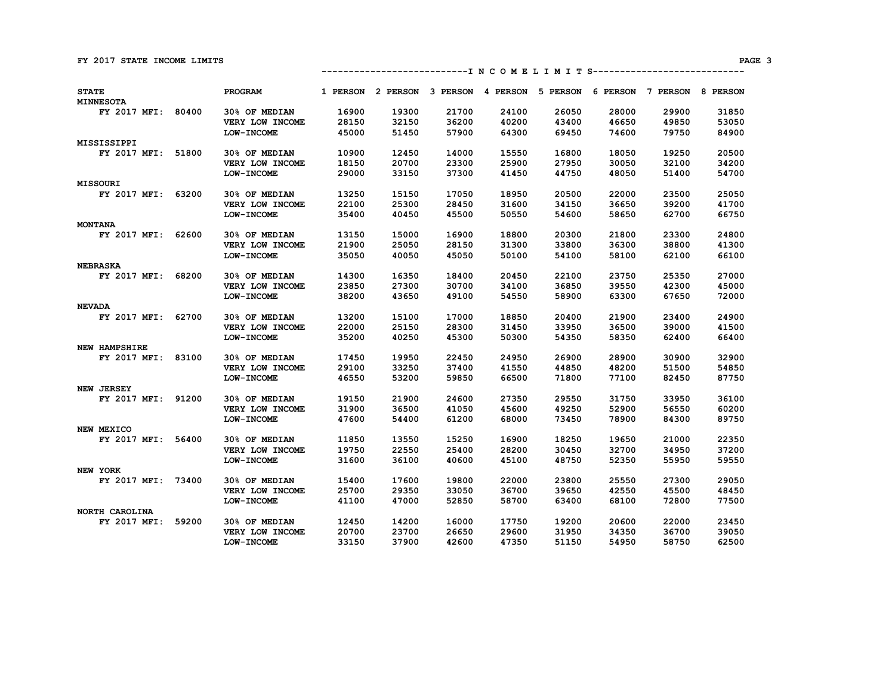FY 2017 STATE INCOME LIMITS

| STATE | PROGRAM | 1 PERSON | 2 PERSON | 3 PERSON | 4 PERSON | 5 PERSON | 6 PERSON | 7 PERSON | 8 PERSON |
|---|---|---|---|---|---|---|---|---|---|
| | | I N C O M E | L I M I T S | | | | | | |
| **MINNESOTA** | | | | | | | | | |
| FY 2017 MFI: 80400 | 30% OF MEDIAN | 16900 | 19300 | 21700 | 24100 | 26050 | 28000 | 29900 | 31850 |
| | VERY LOW INCOME | 28150 | 32150 | 36200 | 40200 | 43400 | 46650 | 49850 | 53050 |
| | LOW-INCOME | 45000 | 51450 | 57900 | 64300 | 69450 | 74600 | 79750 | 84900 |
| **MISSISSIPPI** | | | | | | | | | |
| FY 2017 MFI: 51800 | 30% OF MEDIAN | 10900 | 12450 | 14000 | 15550 | 16800 | 18050 | 19250 | 20500 |
| | VERY LOW INCOME | 18150 | 20700 | 23300 | 25900 | 27950 | 30050 | 32100 | 34200 |
| | LOW-INCOME | 29000 | 33150 | 37300 | 41450 | 44750 | 48050 | 51400 | 54700 |
| **MISSOURI** | | | | | | | | | |
| FY 2017 MFI: 63200 | 30% OF MEDIAN | 13250 | 15150 | 17050 | 18950 | 20500 | 22000 | 23500 | 25050 |
| | VERY LOW INCOME | 22100 | 25300 | 28450 | 31600 | 34150 | 36650 | 39200 | 41700 |
| | LOW-INCOME | 35400 | 40450 | 45500 | 50550 | 54600 | 58650 | 62700 | 66750 |
| **MONTANA** | | | | | | | | | |
| FY 2017 MFI: 62600 | 30% OF MEDIAN | 13150 | 15000 | 16900 | 18800 | 20300 | 21800 | 23300 | 24800 |
| | VERY LOW INCOME | 21900 | 25050 | 28150 | 31300 | 33800 | 36300 | 38800 | 41300 |
| | LOW-INCOME | 35050 | 40050 | 45050 | 50100 | 54100 | 58100 | 62100 | 66100 |
| **NEBRASKA** | | | | | | | | | |
| FY 2017 MFI: 68200 | 30% OF MEDIAN | 14300 | 16350 | 18400 | 20450 | 22100 | 23750 | 25350 | 27000 |
| | VERY LOW INCOME | 23850 | 27300 | 30700 | 34100 | 36850 | 39550 | 42300 | 45000 |
| | LOW-INCOME | 38200 | 43650 | 49100 | 54550 | 58900 | 63300 | 67650 | 72000 |
| **NEVADA** | | | | | | | | | |
| FY 2017 MFI: 62700 | 30% OF MEDIAN | 13200 | 15100 | 17000 | 18850 | 20400 | 21900 | 23400 | 24900 |
| | VERY LOW INCOME | 22000 | 25150 | 28300 | 31450 | 33950 | 36500 | 39000 | 41500 |
| | LOW-INCOME | 35200 | 40250 | 45300 | 50300 | 54350 | 58350 | 62400 | 66400 |
| **NEW HAMPSHIRE** | | | | | | | | | |
| FY 2017 MFI: 83100 | 30% OF MEDIAN | 17450 | 19950 | 22450 | 24950 | 26900 | 28900 | 30900 | 32900 |
| | VERY LOW INCOME | 29100 | 33250 | 37400 | 41550 | 44850 | 48200 | 51500 | 54850 |
| | LOW-INCOME | 46550 | 53200 | 59850 | 66500 | 71800 | 77100 | 82450 | 87750 |
| **NEW JERSEY** | | | | | | | | | |
| FY 2017 MFI: 91200 | 30% OF MEDIAN | 19150 | 21900 | 24600 | 27350 | 29550 | 31750 | 33950 | 36100 |
| | VERY LOW INCOME | 31900 | 36500 | 41050 | 45600 | 49250 | 52900 | 56550 | 60200 |
| | LOW-INCOME | 47600 | 54400 | 61200 | 68000 | 73450 | 78900 | 84300 | 89750 |
| **NEW MEXICO** | | | | | | | | | |
| FY 2017 MFI: 56400 | 30% OF MEDIAN | 11850 | 13550 | 15250 | 16900 | 18250 | 19650 | 21000 | 22350 |
| | VERY LOW INCOME | 19750 | 22550 | 25400 | 28200 | 30450 | 32700 | 34950 | 37200 |
| | LOW-INCOME | 31600 | 36100 | 40600 | 45100 | 48750 | 52350 | 55950 | 59550 |
| **NEW YORK** | | | | | | | | | |
| FY 2017 MFI: 73400 | 30% OF MEDIAN | 15400 | 17600 | 19800 | 22000 | 23800 | 25550 | 27300 | 29050 |
| | VERY LOW INCOME | 25700 | 29350 | 33050 | 36700 | 39650 | 42550 | 45500 | 48450 |
| | LOW-INCOME | 41100 | 47000 | 52850 | 58700 | 63400 | 68100 | 72800 | 77500 |
| **NORTH CAROLINA** | | | | | | | | | |
| FY 2017 MFI: 59200 | 30% OF MEDIAN | 12450 | 14200 | 16000 | 17750 | 19200 | 20600 | 22000 | 23450 |
| | VERY LOW INCOME | 20700 | 23700 | 26650 | 29600 | 31950 | 34350 | 36700 | 39050 |
| | LOW-INCOME | 33150 | 37900 | 42600 | 47350 | 51150 | 54950 | 58750 | 62500 |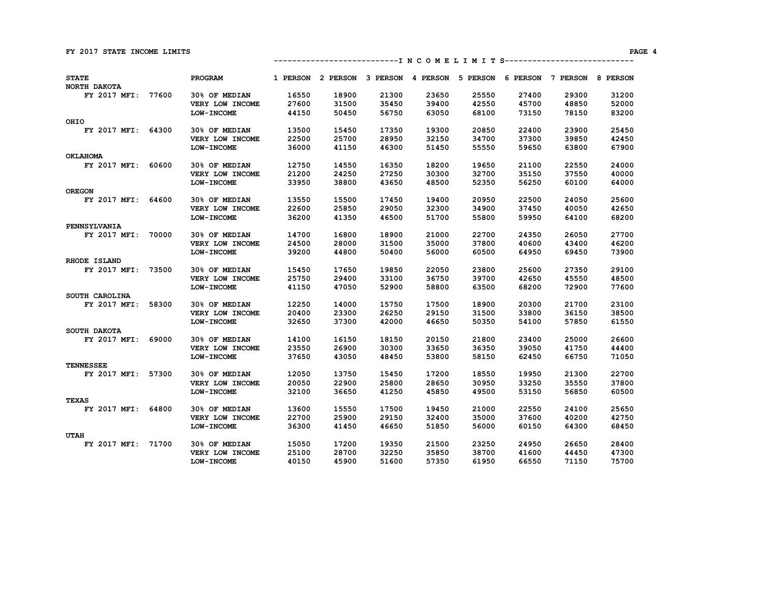# FY 2017 STATE INCOME LIMITS

| STATE | PROGRAM | 1 PERSON | 2 PERSON | 3 PERSON | 4 PERSON | 5 PERSON | 6 PERSON | 7 PERSON | 8 PERSON |
|---|---|---|---|---|---|---|---|---|---|
| NORTH DAKOTA | | | | | | | | | |
| FY 2017 MFI: 77600 | 30% OF MEDIAN | 16550 | 18900 | 21300 | 23650 | 25550 | 27400 | 29300 | 31200 |
| | VERY LOW INCOME | 27600 | 31500 | 35450 | 39400 | 42550 | 45700 | 48850 | 52000 |
| | LOW-INCOME | 44150 | 50450 | 56750 | 63050 | 68100 | 73150 | 78150 | 83200 |
| OHIO | | | | | | | | | |
| FY 2017 MFI: 64300 | 30% OF MEDIAN | 13500 | 15450 | 17350 | 19300 | 20850 | 22400 | 23900 | 25450 |
| | VERY LOW INCOME | 22500 | 25700 | 28950 | 32150 | 34700 | 37300 | 39850 | 42450 |
| | LOW-INCOME | 36000 | 41150 | 46300 | 51450 | 55550 | 59650 | 63800 | 67900 |
| OKLAHOMA | | | | | | | | | |
| FY 2017 MFI: 60600 | 30% OF MEDIAN | 12750 | 14550 | 16350 | 18200 | 19650 | 21100 | 22550 | 24000 |
| | VERY LOW INCOME | 21200 | 24250 | 27250 | 30300 | 32700 | 35150 | 37550 | 40000 |
| | LOW-INCOME | 33950 | 38800 | 43650 | 48500 | 52350 | 56250 | 60100 | 64000 |
| OREGON | | | | | | | | | |
| FY 2017 MFI: 64600 | 30% OF MEDIAN | 13550 | 15500 | 17450 | 19400 | 20950 | 22500 | 24050 | 25600 |
| | VERY LOW INCOME | 22600 | 25850 | 29050 | 32300 | 34900 | 37450 | 40050 | 42650 |
| | LOW-INCOME | 36200 | 41350 | 46500 | 51700 | 55800 | 59950 | 64100 | 68200 |
| PENNSYLVANIA | | | | | | | | | |
| FY 2017 MFI: 70000 | 30% OF MEDIAN | 14700 | 16800 | 18900 | 21000 | 22700 | 24350 | 26050 | 27700 |
| | VERY LOW INCOME | 24500 | 28000 | 31500 | 35000 | 37800 | 40600 | 43400 | 46200 |
| | LOW-INCOME | 39200 | 44800 | 50400 | 56000 | 60500 | 64950 | 69450 | 73900 |
| RHODE ISLAND | | | | | | | | | |
| FY 2017 MFI: 73500 | 30% OF MEDIAN | 15450 | 17650 | 19850 | 22050 | 23800 | 25600 | 27350 | 29100 |
| | VERY LOW INCOME | 25750 | 29400 | 33100 | 36750 | 39700 | 42650 | 45550 | 48500 |
| | LOW-INCOME | 41150 | 47050 | 52900 | 58800 | 63500 | 68200 | 72900 | 77600 |
| SOUTH CAROLINA | | | | | | | | | |
| FY 2017 MFI: 58300 | 30% OF MEDIAN | 12250 | 14000 | 15750 | 17500 | 18900 | 20300 | 21700 | 23100 |
| | VERY LOW INCOME | 20400 | 23300 | 26250 | 29150 | 31500 | 33800 | 36150 | 38500 |
| | LOW-INCOME | 32650 | 37300 | 42000 | 46650 | 50350 | 54100 | 57850 | 61550 |
| SOUTH DAKOTA | | | | | | | | | |
| FY 2017 MFI: 69000 | 30% OF MEDIAN | 14100 | 16150 | 18150 | 20150 | 21800 | 23400 | 25000 | 26600 |
| | VERY LOW INCOME | 23550 | 26900 | 30300 | 33650 | 36350 | 39050 | 41750 | 44400 |
| | LOW-INCOME | 37650 | 43050 | 48450 | 53800 | 58150 | 62450 | 66750 | 71050 |
| TENNESSEE | | | | | | | | | |
| FY 2017 MFI: 57300 | 30% OF MEDIAN | 12050 | 13750 | 15450 | 17200 | 18550 | 19950 | 21300 | 22700 |
| | VERY LOW INCOME | 20050 | 22900 | 25800 | 28650 | 30950 | 33250 | 35550 | 37800 |
| | LOW-INCOME | 32100 | 36650 | 41250 | 45850 | 49500 | 53150 | 56850 | 60500 |
| TEXAS | | | | | | | | | |
| FY 2017 MFI: 64800 | 30% OF MEDIAN | 13600 | 15550 | 17500 | 19450 | 21000 | 22550 | 24100 | 25650 |
| | VERY LOW INCOME | 22700 | 25900 | 29150 | 32400 | 35000 | 37600 | 40200 | 42750 |
| | LOW-INCOME | 36300 | 41450 | 46650 | 51850 | 56000 | 60150 | 64300 | 68450 |
| UTAH | | | | | | | | | |
| FY 2017 MFI: 71700 | 30% OF MEDIAN | 15050 | 17200 | 19350 | 21500 | 23250 | 24950 | 26650 | 28400 |
| | VERY LOW INCOME | 25100 | 28700 | 32250 | 35850 | 38700 | 41600 | 44450 | 47300 |
| | LOW-INCOME | 40150 | 45900 | 51600 | 57350 | 61950 | 66550 | 71150 | 75700 |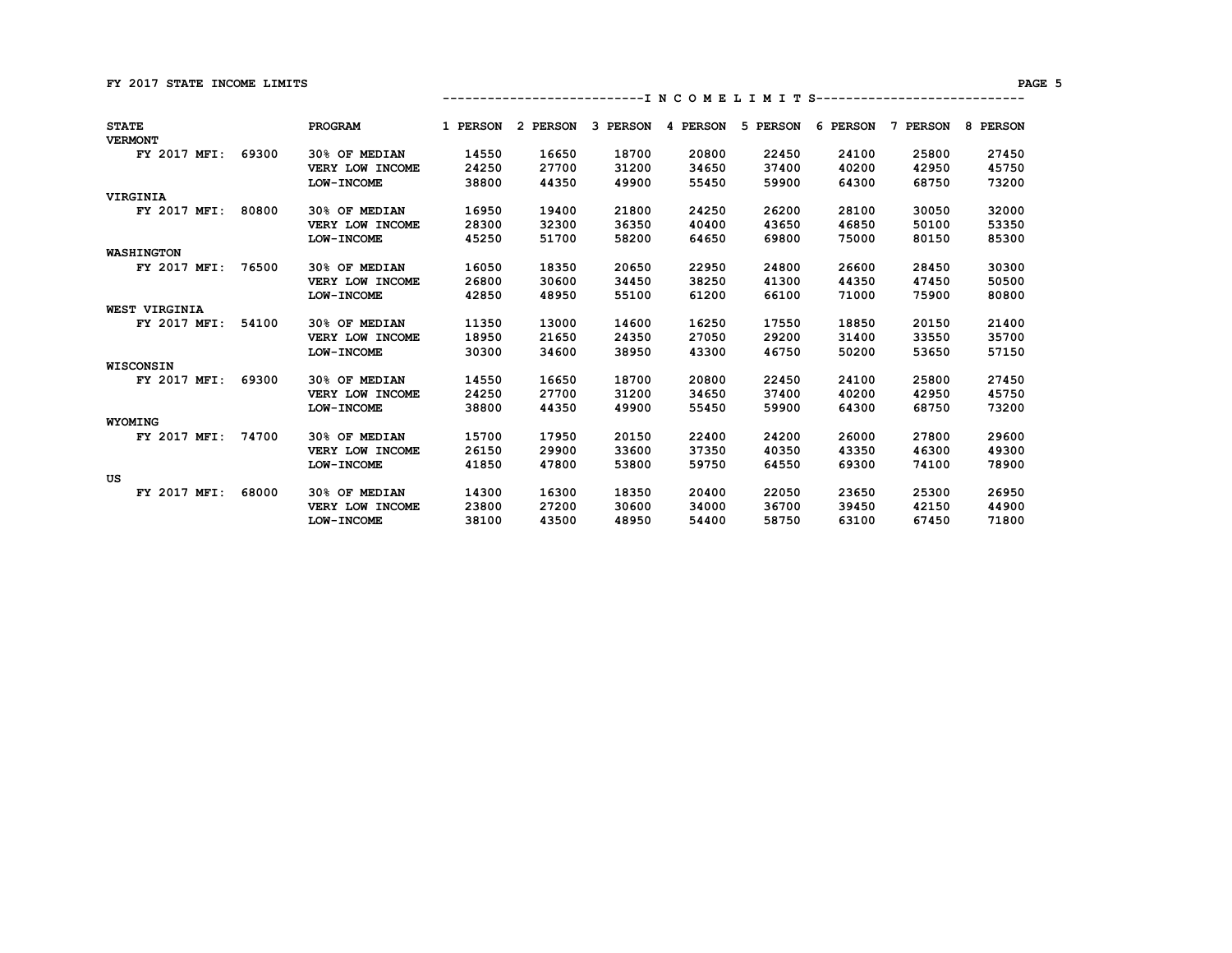FY 2017 STATE INCOME LIMITS

| STATE | PROGRAM | 1 PERSON | 2 PERSON | 3 PERSON | 4 PERSON | 5 PERSON | 6 PERSON | 7 PERSON | 8 PERSON |
|---|---|---|---|---|---|---|---|---|---|
| | | I N C O M E | L I M I T S | | | | | | |
| **VERMONT** | | | | | | | | | |
| FY 2017 MFI: 69300 | 30% OF MEDIAN | 14550 | 16650 | 18700 | 20800 | 22450 | 24100 | 25800 | 27450 |
| | VERY LOW INCOME | 24250 | 27700 | 31200 | 34650 | 37400 | 40200 | 42950 | 45750 |
| | LOW-INCOME | 38800 | 44350 | 49900 | 55450 | 59900 | 64300 | 68750 | 73200 |
| **VIRGINIA** | | | | | | | | | |
| FY 2017 MFI: 80800 | 30% OF MEDIAN | 16950 | 19400 | 21800 | 24250 | 26200 | 28100 | 30050 | 32000 |
| | VERY LOW INCOME | 28300 | 32300 | 36350 | 40400 | 43650 | 46850 | 50100 | 53350 |
| | LOW-INCOME | 45250 | 51700 | 58200 | 64650 | 69800 | 75000 | 80150 | 85300 |
| **WASHINGTON** | | | | | | | | | |
| FY 2017 MFI: 76500 | 30% OF MEDIAN | 16050 | 18350 | 20650 | 22950 | 24800 | 26600 | 28450 | 30300 |
| | VERY LOW INCOME | 26800 | 30600 | 34450 | 38250 | 41300 | 44350 | 47450 | 50500 |
| | LOW-INCOME | 42850 | 48950 | 55100 | 61200 | 66100 | 71000 | 75900 | 80800 |
| **WEST VIRGINIA** | | | | | | | | | |
| FY 2017 MFI: 54100 | 30% OF MEDIAN | 11350 | 13000 | 14600 | 16250 | 17550 | 18850 | 20150 | 21400 |
| | VERY LOW INCOME | 18950 | 21650 | 24350 | 27050 | 29200 | 31400 | 33550 | 35700 |
| | LOW-INCOME | 30300 | 34600 | 38950 | 43300 | 46750 | 50200 | 53650 | 57150 |
| **WISCONSIN** | | | | | | | | | |
| FY 2017 MFI: 69300 | 30% OF MEDIAN | 14550 | 16650 | 18700 | 20800 | 22450 | 24100 | 25800 | 27450 |
| | VERY LOW INCOME | 24250 | 27700 | 31200 | 34650 | 37400 | 40200 | 42950 | 45750 |
| | LOW-INCOME | 38800 | 44350 | 49900 | 55450 | 59900 | 64300 | 68750 | 73200 |
| **WYOMING** | | | | | | | | | |
| FY 2017 MFI: 74700 | 30% OF MEDIAN | 15700 | 17950 | 20150 | 22400 | 24200 | 26000 | 27800 | 29600 |
| | VERY LOW INCOME | 26150 | 29900 | 33600 | 37350 | 40350 | 43350 | 46300 | 49300 |
| | LOW-INCOME | 41850 | 47800 | 53800 | 59750 | 64550 | 69300 | 74100 | 78900 |
| **US** | | | | | | | | | |
| FY 2017 MFI: 68000 | 30% OF MEDIAN | 14300 | 16300 | 18350 | 20400 | 22050 | 23650 | 25300 | 26950 |
| | VERY LOW INCOME | 23800 | 27200 | 30600 | 34000 | 36700 | 39450 | 42150 | 44900 |
| | LOW-INCOME | 38100 | 43500 | 48950 | 54400 | 58750 | 63100 | 67450 | 71800 |